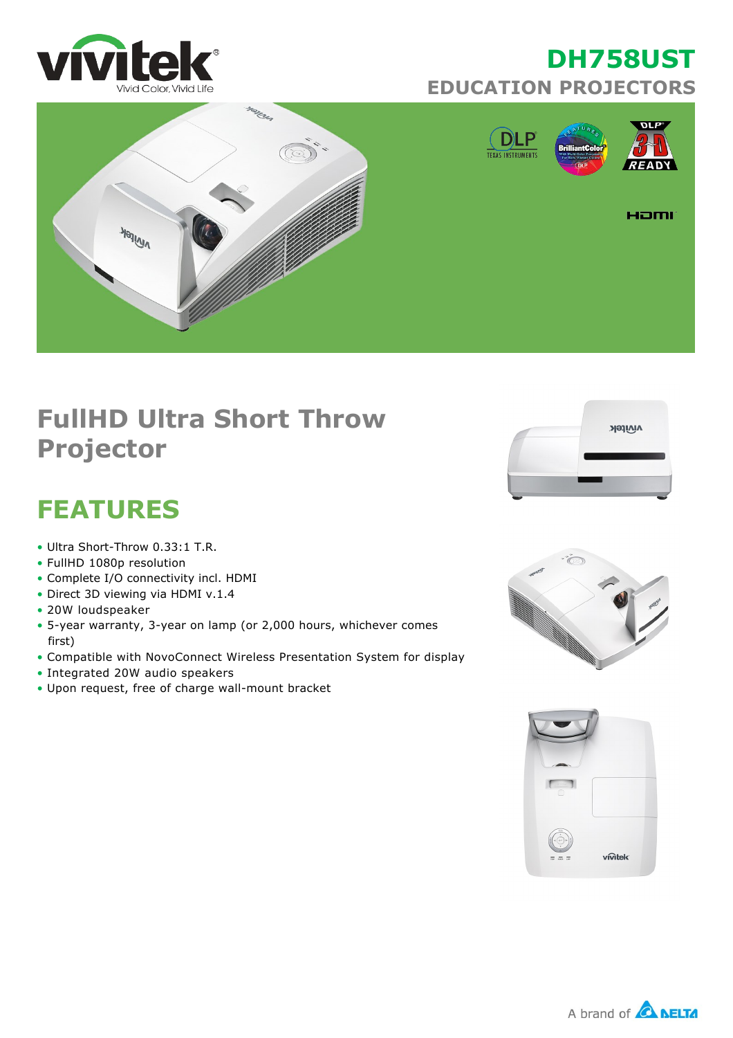# DH758UST

## EDUCATION PROJECTORS

# FullHD Ultra Short Throw Projector

## FEATURES

- Ultra Short-Throw 0.33:1 T.R.
- FullHD 1080p resolution
- Complete I/O connectivity incl. HDMI
- Direct 3D viewing via HDMI v.1.4
- 20W loudspeaker
- 5-year warranty, 3-year on lamp (or 2,000 hours, whichever comes first)
- Compatible with NovoConnect Wireless Presentation System for display
- Integrated 20W audio speakers
- Upon request, free of charge wall-mount bracket

A brand of DELTA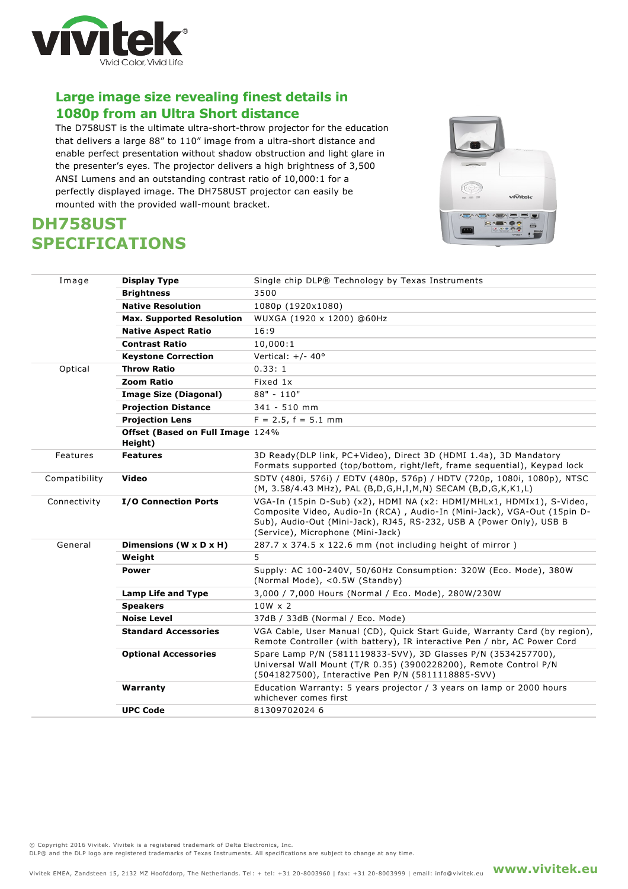## Large image size revealing finest details in 1080p from an Ultra Short distance

The D758UST is the ultimate ultra-short-throw projector for the education that delivers a large 88" to 110" image from a ultra-short distance and enable perfect presentation without shadow obstruction and light glare in the presenter's eyes. The projector delivers a high brightness of 3,500 ANSI Lumens and an outstanding contrast ratio of 10,000:1 for a perfectly displayed image. The DH758UST projector can easily be mounted with the provided wall-mount bracket.

# DH758UST SPECIFICATIONS

| | | |
|---|---|---|
| Image | **Display Type** | Single chip DLP® Technology by Texas Instruments |
| | **Brightness** | 3500 |
| | **Native Resolution** | 1080p (1920x1080) |
| | **Max. Supported Resolution** | WUXGA (1920 x 1200) @60Hz |
| | **Native Aspect Ratio** | 16:9 |
| | **Contrast Ratio** | 10,000:1 |
| | **Keystone Correction** | Vertical: +/- 40° |
| Optical | **Throw Ratio** | 0.33: 1 |
| | **Zoom Ratio** | Fixed 1x |
| | **Image Size (Diagonal)** | 88" - 110" |
| | **Projection Distance** | 341 - 510 mm |
| | **Projection Lens** | F = 2.5, f = 5.1 mm |
| | **Offset (Based on Full Image Height)** | 124% |
| Features | **Features** | 3D Ready(DLP link, PC+Video), Direct 3D (HDMI 1.4a), 3D Mandatory Formats supported (top/bottom, right/left, frame sequential), Keypad lock |
| Compatibility | **Video** | SDTV (480i, 576i) / EDTV (480p, 576p) / HDTV (720p, 1080i, 1080p), NTSC (M, 3.58/4.43 MHz), PAL (B,D,G,H,I,M,N) SECAM (B,D,G,K,K1,L) |
| Connectivity | **I/O Connection Ports** | VGA-In (15pin D-Sub) (x2), HDMI NA (x2: HDMI/MHLx1, HDMIx1), S-Video, Composite Video, Audio-In (RCA) , Audio-In (Mini-Jack), VGA-Out (15pin D-Sub), Audio-Out (Mini-Jack), RJ45, RS-232, USB A (Power Only), USB B (Service), Microphone (Mini-Jack) |
| General | **Dimensions (W x D x H)** | 287.7 x 374.5 x 122.6 mm (not including height of mirror ) |
| | **Weight** | 5 |
| | **Power** | Supply: AC 100-240V, 50/60Hz Consumption: 320W (Eco. Mode), 380W (Normal Mode), <0.5W (Standby) |
| | **Lamp Life and Type** | 3,000 / 7,000 Hours (Normal / Eco. Mode), 280W/230W |
| | **Speakers** | 10W x 2 |
| | **Noise Level** | 37dB / 33dB (Normal / Eco. Mode) |
| | **Standard Accessories** | VGA Cable, User Manual (CD), Quick Start Guide, Warranty Card (by region), Remote Controller (with battery), IR interactive Pen / nbr, AC Power Cord |
| | **Optional Accessories** | Spare Lamp P/N (5811119833-SVV), 3D Glasses P/N (3534257700), Universal Wall Mount (T/R 0.35) (3900228200), Remote Control P/N (5041827500), Interactive Pen P/N (5811118885-SVV) |
| | **Warranty** | Education Warranty: 5 years projector / 3 years on lamp or 2000 hours whichever comes first |
| | **UPC Code** | 81309702024 6 |

© Copyright 2016 Vivitek. Vivitek is a registered trademark of Delta Electronics, Inc.
DLP® and the DLP logo are registered trademarks of Texas Instruments. All specifications are subject to change at any time.

Vivitek EMEA, Zandsteen 15, 2132 MZ Hoofddorp, The Netherlands. Tel: + tel: +31 20-8003960 | fax: +31 20-8003999 | email: info@vivitek.eu **www.vivitek.eu**